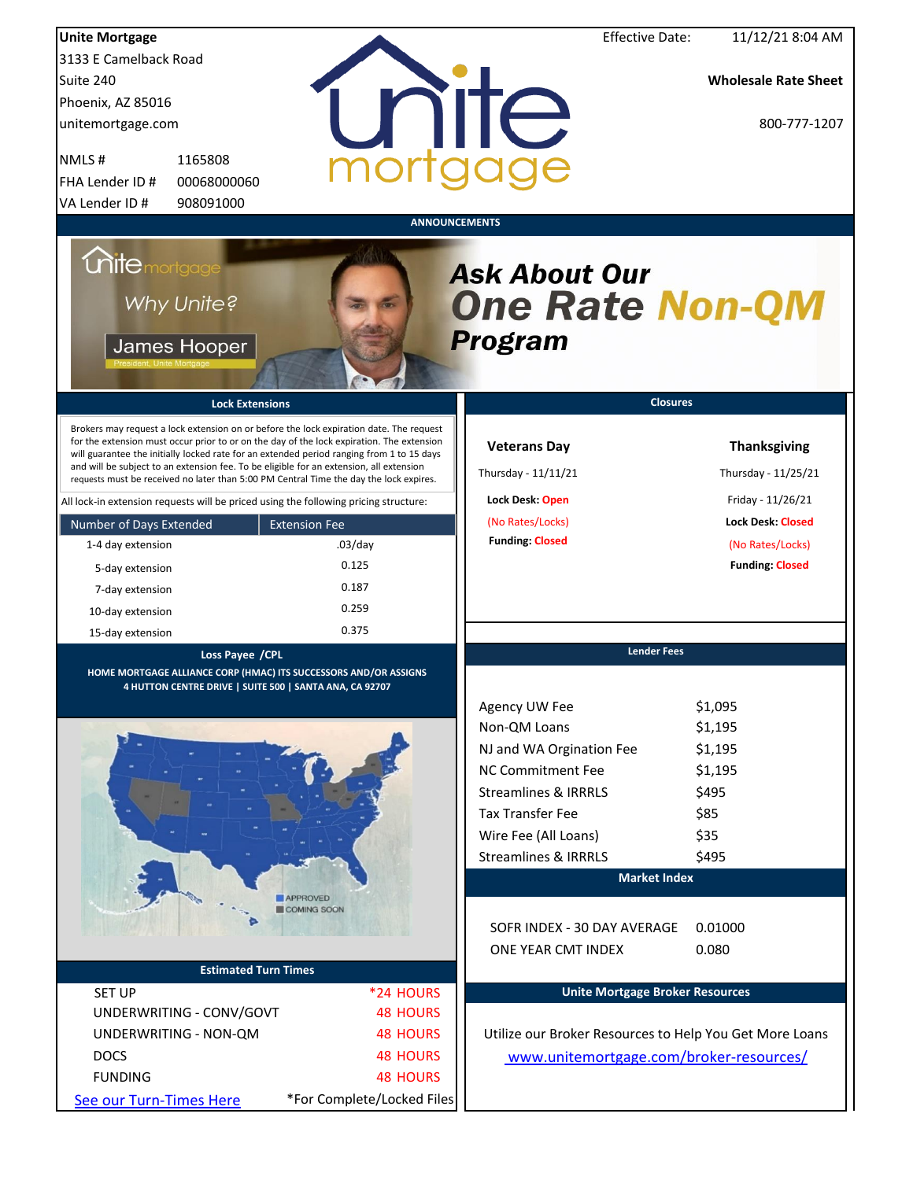**Unite Mortgage**
3133 E Camelback Road
Suite 240
Phoenix, AZ 85016
unitemortgage.com

NMLS # 1165808
FHA Lender ID # 00068000060
VA Lender ID # 908091000

Effective Date: 11/12/21 8:04 AM

**Wholesale Rate Sheet**

800-777-1207

## ANNOUNCEMENTS

Why Unite?
James Hooper
President, Unite Mortgage

***Ask About Our One Rate Non-QM Program***

## Lock Extensions

Brokers may request a lock extension on or before the lock expiration date. The request for the extension must occur prior to or on the day of the lock expiration. The extension will guarantee the initially locked rate for an extended period ranging from 1 to 15 days and will be subject to an extension fee. To be eligible for an extension, all extension requests must be received no later than 5:00 PM Central Time the day the lock expires.

All lock-in extension requests will be priced using the following pricing structure:

| Number of Days Extended | Extension Fee |
|---|---|
| 1-4 day extension | .03/day |
| 5-day extension | 0.125 |
| 7-day extension | 0.187 |
| 10-day extension | 0.259 |
| 15-day extension | 0.375 |

## Closures

**Veterans Day**
Thursday - 11/11/21
**Lock Desk:** Open
(No Rates/Locks)
**Funding:** Closed

**Thanksgiving**
Thursday - 11/25/21
Friday - 11/26/21
**Lock Desk:** Closed
(No Rates/Locks)
**Funding:** Closed

## Loss Payee /CPL

**HOME MORTGAGE ALLIANCE CORP (HMAC) ITS SUCCESSORS AND/OR ASSIGNS**
**4 HUTTON CENTRE DRIVE | SUITE 500 | SANTA ANA, CA 92707**

APPROVED
COMING SOON

## Lender Fees

| | |
|---|---|
| Agency UW Fee | $1,095 |
| Non-QM Loans | $1,195 |
| NJ and WA Orgination Fee | $1,195 |
| NC Commitment Fee | $1,195 |
| Streamlines & IRRRLS | $495 |
| Tax Transfer Fee | $85 |
| Wire Fee (All Loans) | $35 |
| Streamlines & IRRRLS | $495 |

## Market Index

| | |
|---|---|
| SOFR INDEX - 30 DAY AVERAGE | 0.01000 |
| ONE YEAR CMT INDEX | 0.080 |

## Estimated Turn Times

| | |
|---|---|
| SET UP | *24 HOURS |
| UNDERWRITING - CONV/GOVT | 48 HOURS |
| UNDERWRITING - NON-QM | 48 HOURS |
| DOCS | 48 HOURS |
| FUNDING | 48 HOURS |

See our Turn-Times Here    *For Complete/Locked Files

## Unite Mortgage Broker Resources

Utilize our Broker Resources to Help You Get More Loans
www.unitemortgage.com/broker-resources/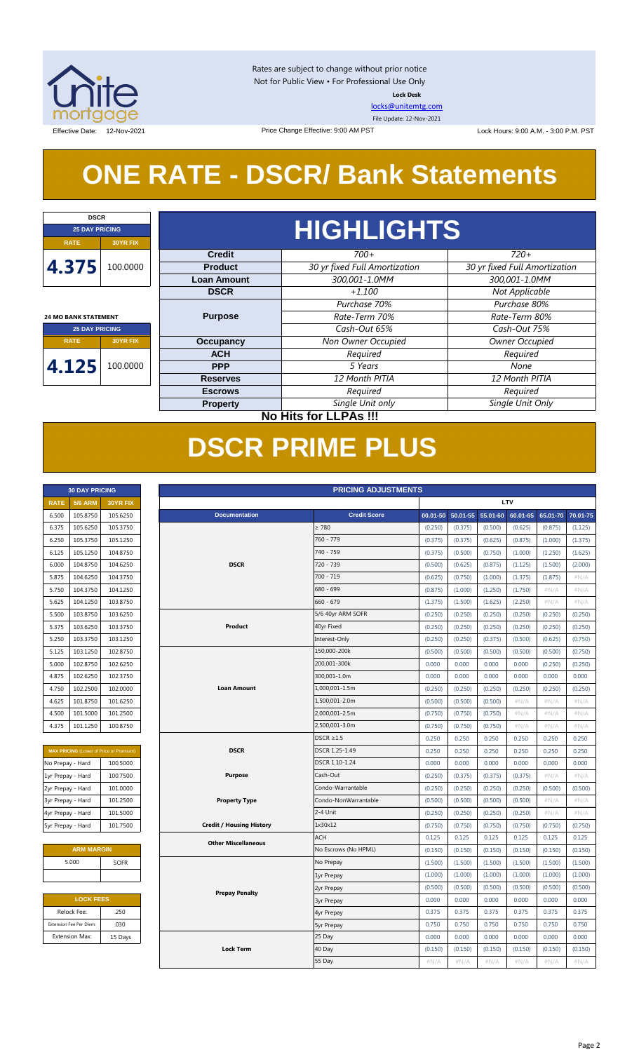Rates are subject to change without prior notice
Not for Public View • For Professional Use Only
**Lock Desk**
locks@unitemtg.com
File Update: 12-Nov-2021

Effective Date: 12-Nov-2021 | Price Change Effective: 9:00 AM PST | Lock Hours: 9:00 A.M. - 3:00 P.M. PST

# ONE RATE - DSCR/ Bank Statements

| DSCR | |
|---|---|
| **25 DAY PRICING** | |
| **RATE** | **30YR FIX** |
| 4.375 | 100.0000 |

| 24 MO BANK STATEMENT | |
|---|---|
| **25 DAY PRICING** | |
| **RATE** | **30YR FIX** |
| 4.125 | 100.0000 |

## HIGHLIGHTS

| | | |
|---|---|---|
| **Credit** | *700+* | *720+* |
| **Product** | *30 yr fixed Full Amortization* | *30 yr fixed Full Amortization* |
| **Loan Amount** | *300,001-1.0MM* | *300,001-1.0MM* |
| **DSCR** | *+1.100* | *Not Applicable* |
| **Purpose** | *Purchase 70%* | *Purchase 80%* |
| | *Rate-Term 70%* | *Rate-Term 80%* |
| | *Cash-Out 65%* | *Cash-Out 75%* |
| **Occupancy** | *Non Owner Occupied* | *Owner Occupied* |
| **ACH** | *Required* | *Required* |
| **PPP** | *5 Years* | *None* |
| **Reserves** | *12 Month PITIA* | *12 Month PITIA* |
| **Escrows** | *Required* | *Required* |
| **Property** | *Single Unit only* | *Single Unit Only* |

**No Hits for LLPAs !!!**

# DSCR PRIME PLUS

| 30 DAY PRICING | | |
|---|---|---|
| **RATE** | **5/6 ARM** | **30YR FIX** |
| 6.500 | 105.8750 | 105.6250 |
| 6.375 | 105.6250 | 105.3750 |
| 6.250 | 105.3750 | 105.1250 |
| 6.125 | 105.1250 | 104.8750 |
| 6.000 | 104.8750 | 104.6250 |
| 5.875 | 104.6250 | 104.3750 |
| 5.750 | 104.3750 | 104.1250 |
| 5.625 | 104.1250 | 103.8750 |
| 5.500 | 103.8750 | 103.6250 |
| 5.375 | 103.6250 | 103.3750 |
| 5.250 | 103.3750 | 103.1250 |
| 5.125 | 103.1250 | 102.8750 |
| 5.000 | 102.8750 | 102.6250 |
| 4.875 | 102.6250 | 102.3750 |
| 4.750 | 102.2500 | 102.0000 |
| 4.625 | 101.8750 | 101.6250 |
| 4.500 | 101.5000 | 101.2500 |
| 4.375 | 101.1250 | 100.8750 |

| MAX PRICING (Lower of Price or Premium) | |
|---|---|
| No Prepay - Hard | 100.5000 |
| 1yr Prepay - Hard | 100.7500 |
| 2yr Prepay - Hard | 101.0000 |
| 3yr Prepay - Hard | 101.2500 |
| 4yr Prepay - Hard | 101.5000 |
| 5yr Prepay - Hard | 101.7500 |

| ARM MARGIN | |
|---|---|
| 5.000 | SOFR |

| LOCK FEES | |
|---|---|
| Relock Fee: | .250 |
| Extension Fee Per Diem: | .030 |
| Extension Max: | 15 Days |

| PRICING ADJUSTMENTS | | | | | | | |
|---|---|---|---|---|---|---|---|
| | | LTV | | | | | |
| **Documentation** | **Credit Score** | **00.01-50** | **50.01-55** | **55.01-60** | **60.01-65** | **65.01-70** | **70.01-75** |
| **DSCR** | ≥ 780 | (0.250) | (0.375) | (0.500) | (0.625) | (0.875) | (1.125) |
| | 760 - 779 | (0.375) | (0.375) | (0.625) | (0.875) | (1.000) | (1.375) |
| | 740 - 759 | (0.375) | (0.500) | (0.750) | (1.000) | (1.250) | (1.625) |
| | 720 - 739 | (0.500) | (0.625) | (0.875) | (1.125) | (1.500) | (2.000) |
| | 700 - 719 | (0.625) | (0.750) | (1.000) | (1.375) | (1.875) | #N/A |
| | 680 - 699 | (0.875) | (1.000) | (1.250) | (1.750) | #N/A | #N/A |
| | 660 - 679 | (1.375) | (1.500) | (1.625) | (2.250) | #N/A | #N/A |
| **Product** | 5/6 40yr ARM SOFR | (0.250) | (0.250) | (0.250) | (0.250) | (0.250) | (0.250) |
| | 40yr Fixed | (0.250) | (0.250) | (0.250) | (0.250) | (0.250) | (0.250) |
| | Interest-Only | (0.250) | (0.250) | (0.375) | (0.500) | (0.625) | (0.750) |
| **Loan Amount** | 150,000-200k | (0.500) | (0.500) | (0.500) | (0.500) | (0.500) | (0.750) |
| | 200,001-300k | 0.000 | 0.000 | 0.000 | 0.000 | (0.250) | (0.250) |
| | 300,001-1.0m | 0.000 | 0.000 | 0.000 | 0.000 | 0.000 | 0.000 |
| | 1,000,001-1.5m | (0.250) | (0.250) | (0.250) | (0.250) | (0.250) | (0.250) |
| | 1,500,001-2.0m | (0.500) | (0.500) | (0.500) | #N/A | #N/A | #N/A |
| | 2,000,001-2.5m | (0.750) | (0.750) | (0.750) | #N/A | #N/A | #N/A |
| | 2,500,001-3.0m | (0.750) | (0.750) | (0.750) | #N/A | #N/A | #N/A |
| **DSCR** | DSCR ≥1.5 | 0.250 | 0.250 | 0.250 | 0.250 | 0.250 | 0.250 |
| | DSCR 1.25-1.49 | 0.250 | 0.250 | 0.250 | 0.250 | 0.250 | 0.250 |
| | DSCR 1.10-1.24 | 0.000 | 0.000 | 0.000 | 0.000 | 0.000 | 0.000 |
| **Purpose** | Cash-Out | (0.250) | (0.375) | (0.375) | (0.375) | #N/A | #N/A |
| **Property Type** | Condo-Warrantable | (0.250) | (0.250) | (0.250) | (0.250) | (0.500) | (0.500) |
| | Condo-NonWarrantable | (0.500) | (0.500) | (0.500) | (0.500) | #N/A | #N/A |
| | 2-4 Unit | (0.250) | (0.250) | (0.250) | (0.250) | #N/A | #N/A |
| **Credit / Housing History** | 1x30x12 | (0.750) | (0.750) | (0.750) | (0.750) | (0.750) | (0.750) |
| **Other Miscellaneous** | ACH | 0.125 | 0.125 | 0.125 | 0.125 | 0.125 | 0.125 |
| | No Escrows (No HPML) | (0.150) | (0.150) | (0.150) | (0.150) | (0.150) | (0.150) |
| **Prepay Penalty** | No Prepay | (1.500) | (1.500) | (1.500) | (1.500) | (1.500) | (1.500) |
| | 1yr Prepay | (1.000) | (1.000) | (1.000) | (1.000) | (1.000) | (1.000) |
| | 2yr Prepay | (0.500) | (0.500) | (0.500) | (0.500) | (0.500) | (0.500) |
| | 3yr Prepay | 0.000 | 0.000 | 0.000 | 0.000 | 0.000 | 0.000 |
| | 4yr Prepay | 0.375 | 0.375 | 0.375 | 0.375 | 0.375 | 0.375 |
| | 5yr Prepay | 0.750 | 0.750 | 0.750 | 0.750 | 0.750 | 0.750 |
| **Lock Term** | 25 Day | 0.000 | 0.000 | 0.000 | 0.000 | 0.000 | 0.000 |
| | 40 Day | (0.150) | (0.150) | (0.150) | (0.150) | (0.150) | (0.150) |
| | 55 Day | #N/A | #N/A | #N/A | #N/A | #N/A | #N/A |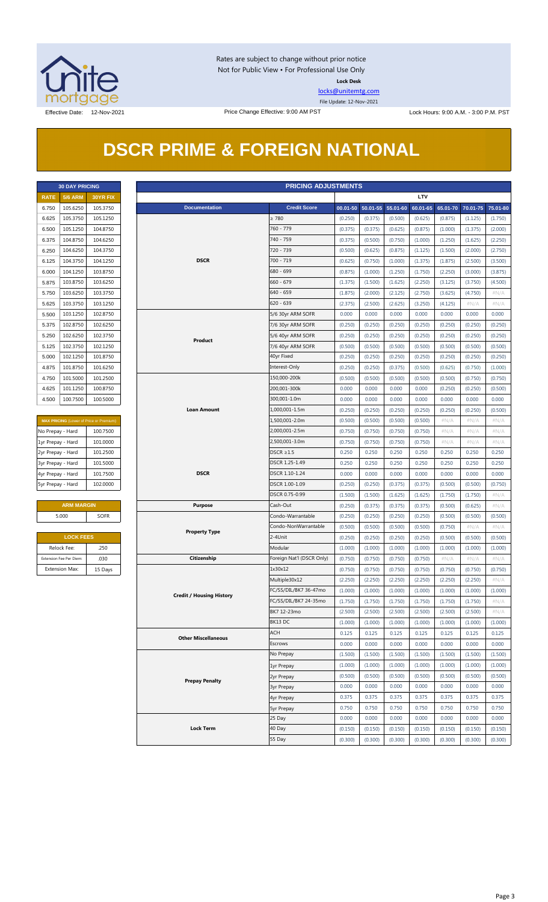Rates are subject to change without prior notice
Not for Public View • For Professional Use Only

**Lock Desk**

locks@unitemtg.com

File Update: 12-Nov-2021

Effective Date: 12-Nov-2021

Price Change Effective: 9:00 AM PST

Lock Hours: 9:00 A.M. - 3:00 P.M. PST

# DSCR PRIME & FOREIGN NATIONAL

| 30 DAY PRICING | | |
|---|---|---|
| RATE | 5/6 ARM | 30YR FIX |
| 6.750 | 105.6250 | 105.3750 |
| 6.625 | 105.3750 | 105.1250 |
| 6.500 | 105.1250 | 104.8750 |
| 6.375 | 104.8750 | 104.6250 |
| 6.250 | 104.6250 | 104.3750 |
| 6.125 | 104.3750 | 104.1250 |
| 6.000 | 104.1250 | 103.8750 |
| 5.875 | 103.8750 | 103.6250 |
| 5.750 | 103.6250 | 103.3750 |
| 5.625 | 103.3750 | 103.1250 |
| 5.500 | 103.1250 | 102.8750 |
| 5.375 | 102.8750 | 102.6250 |
| 5.250 | 102.6250 | 102.3750 |
| 5.125 | 102.3750 | 102.1250 |
| 5.000 | 102.1250 | 101.8750 |
| 4.875 | 101.8750 | 101.6250 |
| 4.750 | 101.5000 | 101.2500 |
| 4.625 | 101.1250 | 100.8750 |
| 4.500 | 100.7500 | 100.5000 |

| MAX PRICING (Lower of Price or Premium) | |
|---|---|
| No Prepay - Hard | 100.7500 |
| 1yr Prepay - Hard | 101.0000 |
| 2yr Prepay - Hard | 101.2500 |
| 3yr Prepay - Hard | 101.5000 |
| 4yr Prepay - Hard | 101.7500 |
| 5yr Prepay - Hard | 102.0000 |

| ARM MARGIN | |
|---|---|
| 5.000 | SOFR |

| LOCK FEES | |
|---|---|
| Relock Fee: | .250 |
| Extension Fee Per Diem: | .030 |
| Extension Max: | 15 Days |

| PRICING ADJUSTMENTS | | | | | | | | |
|---|---|---|---|---|---|---|---|---|
| | | LTV | | | | | | |
| Documentation | Credit Score | 00.01-50 | 50.01-55 | 55.01-60 | 60.01-65 | 65.01-70 | 70.01-75 | 75.01-80 |
| DSCR | ≥ 780 | (0.250) | (0.375) | (0.500) | (0.625) | (0.875) | (1.125) | (1.750) |
| | 760 - 779 | (0.375) | (0.375) | (0.625) | (0.875) | (1.000) | (1.375) | (2.000) |
| | 740 - 759 | (0.375) | (0.500) | (0.750) | (1.000) | (1.250) | (1.625) | (2.250) |
| | 720 - 739 | (0.500) | (0.625) | (0.875) | (1.125) | (1.500) | (2.000) | (2.750) |
| | 700 - 719 | (0.625) | (0.750) | (1.000) | (1.375) | (1.875) | (2.500) | (3.500) |
| | 680 - 699 | (0.875) | (1.000) | (1.250) | (1.750) | (2.250) | (3.000) | (3.875) |
| | 660 - 679 | (1.375) | (1.500) | (1.625) | (2.250) | (3.125) | (3.750) | (4.500) |
| | 640 - 659 | (1.875) | (2.000) | (2.125) | (2.750) | (3.625) | (4.750) | #N/A |
| | 620 - 639 | (2.375) | (2.500) | (2.625) | (3.250) | (4.125) | #N/A | #N/A |
| Product | 5/6 30yr ARM SOFR | 0.000 | 0.000 | 0.000 | 0.000 | 0.000 | 0.000 | 0.000 |
| | 7/6 30yr ARM SOFR | (0.250) | (0.250) | (0.250) | (0.250) | (0.250) | (0.250) | (0.250) |
| | 5/6 40yr ARM SOFR | (0.250) | (0.250) | (0.250) | (0.250) | (0.250) | (0.250) | (0.250) |
| | 7/6 40yr ARM SOFR | (0.500) | (0.500) | (0.500) | (0.500) | (0.500) | (0.500) | (0.500) |
| | 40yr Fixed | (0.250) | (0.250) | (0.250) | (0.250) | (0.250) | (0.250) | (0.250) |
| | Interest-Only | (0.250) | (0.250) | (0.375) | (0.500) | (0.625) | (0.750) | (1.000) |
| Loan Amount | 150,000-200k | (0.500) | (0.500) | (0.500) | (0.500) | (0.500) | (0.750) | (0.750) |
| | 200,001-300k | 0.000 | 0.000 | 0.000 | 0.000 | (0.250) | (0.250) | (0.500) |
| | 300,001-1.0m | 0.000 | 0.000 | 0.000 | 0.000 | 0.000 | 0.000 | 0.000 |
| | 1,000,001-1.5m | (0.250) | (0.250) | (0.250) | (0.250) | (0.250) | (0.250) | (0.500) |
| | 1,500,001-2.0m | (0.500) | (0.500) | (0.500) | (0.500) | #N/A | #N/A | #N/A |
| | 2,000,001-2.5m | (0.750) | (0.750) | (0.750) | (0.750) | #N/A | #N/A | #N/A |
| | 2,500,001-3.0m | (0.750) | (0.750) | (0.750) | (0.750) | #N/A | #N/A | #N/A |
| DSCR | DSCR ≥1.5 | 0.250 | 0.250 | 0.250 | 0.250 | 0.250 | 0.250 | 0.250 |
| | DSCR 1.25-1.49 | 0.250 | 0.250 | 0.250 | 0.250 | 0.250 | 0.250 | 0.250 |
| | DSCR 1.10-1.24 | 0.000 | 0.000 | 0.000 | 0.000 | 0.000 | 0.000 | 0.000 |
| | DSCR 1.00-1.09 | (0.250) | (0.250) | (0.375) | (0.375) | (0.500) | (0.500) | (0.750) |
| | DSCR 0.75-0.99 | (1.500) | (1.500) | (1.625) | (1.625) | (1.750) | (1.750) | #N/A |
| Purpose | Cash-Out | (0.250) | (0.375) | (0.375) | (0.375) | (0.500) | (0.625) | #N/A |
| Property Type | Condo-Warrantable | (0.250) | (0.250) | (0.250) | (0.250) | (0.500) | (0.500) | (0.500) |
| | Condo-NonWarrantable | (0.500) | (0.500) | (0.500) | (0.500) | (0.750) | #N/A | #N/A |
| | 2-4Unit | (0.250) | (0.250) | (0.250) | (0.250) | (0.500) | (0.500) | (0.500) |
| | Modular | (1.000) | (1.000) | (1.000) | (1.000) | (1.000) | (1.000) | (1.000) |
| Citizenship | Foreign Nat'l (DSCR Only) | (0.750) | (0.750) | (0.750) | (0.750) | #N/A | #N/A | #N/A |
| Credit / Housing History | 1x30x12 | (0.750) | (0.750) | (0.750) | (0.750) | (0.750) | (0.750) | (0.750) |
| | Multiple30x12 | (2.250) | (2.250) | (2.250) | (2.250) | (2.250) | (2.250) | #N/A |
| | FC/SS/DIL/BK7 36-47mo | (1.000) | (1.000) | (1.000) | (1.000) | (1.000) | (1.000) | (1.000) |
| | FC/SS/DIL/BK7 24-35mo | (1.750) | (1.750) | (1.750) | (1.750) | (1.750) | (1.750) | #N/A |
| | BK7 12-23mo | (2.500) | (2.500) | (2.500) | (2.500) | (2.500) | (2.500) | #N/A |
| | BK13 DC | (1.000) | (1.000) | (1.000) | (1.000) | (1.000) | (1.000) | (1.000) |
| Other Miscellaneous | ACH | 0.125 | 0.125 | 0.125 | 0.125 | 0.125 | 0.125 | 0.125 |
| | Escrows | 0.000 | 0.000 | 0.000 | 0.000 | 0.000 | 0.000 | 0.000 |
| Prepay Penalty | No Prepay | (1.500) | (1.500) | (1.500) | (1.500) | (1.500) | (1.500) | (1.500) |
| | 1yr Prepay | (1.000) | (1.000) | (1.000) | (1.000) | (1.000) | (1.000) | (1.000) |
| | 2yr Prepay | (0.500) | (0.500) | (0.500) | (0.500) | (0.500) | (0.500) | (0.500) |
| | 3yr Prepay | 0.000 | 0.000 | 0.000 | 0.000 | 0.000 | 0.000 | 0.000 |
| | 4yr Prepay | 0.375 | 0.375 | 0.375 | 0.375 | 0.375 | 0.375 | 0.375 |
| | 5yr Prepay | 0.750 | 0.750 | 0.750 | 0.750 | 0.750 | 0.750 | 0.750 |
| Lock Term | 25 Day | 0.000 | 0.000 | 0.000 | 0.000 | 0.000 | 0.000 | 0.000 |
| | 40 Day | (0.150) | (0.150) | (0.150) | (0.150) | (0.150) | (0.150) | (0.150) |
| | 55 Day | (0.300) | (0.300) | (0.300) | (0.300) | (0.300) | (0.300) | (0.300) |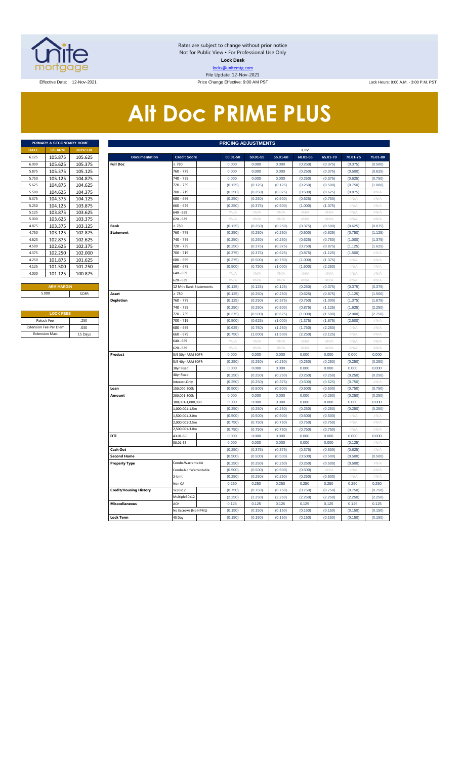Rates are subject to change without prior notice
Not for Public View • For Professional Use Only
**Lock Desk**
locks@unitemtg.com
File Update: 12-Nov-2021

Effective Date: 12-Nov-2021 | Price Change Effective: 9:00 AM PST | Lock Hours: 9:00 A.M. - 3:00 P.M. PST

# Alt Doc PRIME PLUS

| PRIMARY & SECONDARY HOME | | |
|---|---|---|
| RATE | 5/6 ARM | 30YR FIX |
| 6.125 | 105.875 | 105.625 |
| 6.000 | 105.625 | 105.375 |
| 5.875 | 105.375 | 105.125 |
| 5.750 | 105.125 | 104.875 |
| 5.625 | 104.875 | 104.625 |
| 5.500 | 104.625 | 104.375 |
| 5.375 | 104.375 | 104.125 |
| 5.250 | 104.125 | 103.875 |
| 5.125 | 103.875 | 103.625 |
| 5.000 | 103.625 | 103.375 |
| 4.875 | 103.375 | 103.125 |
| 4.750 | 103.125 | 102.875 |
| 4.625 | 102.875 | 102.625 |
| 4.500 | 102.625 | 102.375 |
| 4.375 | 102.250 | 102.000 |
| 4.250 | 101.875 | 101.625 |
| 4.125 | 101.500 | 101.250 |
| 4.000 | 101.125 | 100.875 |

| ARM MARGIN | |
|---|---|
| 5.000 | SOFR |

| LOCK FEES | |
|---|---|
| Relock Fee: | .250 |
| Extension Fee Per Diem | .030 |
| Extension Max: | 15 Days |

| PRICING ADJUSTMENTS | | | | | | | | |
|---|---|---|---|---|---|---|---|---|
| | | LTV | | | | | | |
| Documentation | Credit Score | 00.01-50 | 50.01-55 | 55.01-60 | 60.01-65 | 65.01-70 | 70.01-75 | 75.01-80 |
| Full Doc | ≥ 780 | 0.000 | 0.000 | 0.000 | (0.250) | (0.375) | (0.375) | (0.500) |
| | 760 - 779 | 0.000 | 0.000 | 0.000 | (0.250) | (0.375) | (0.500) | (0.625) |
| | 740 - 759 | 0.000 | 0.000 | 0.000 | (0.250) | (0.375) | (0.625) | (0.750) |
| | 720 - 739 | (0.125) | (0.125) | (0.125) | (0.250) | (0.500) | (0.750) | (1.000) |
| | 700 - 719 | (0.250) | (0.250) | (0.375) | (0.500) | (0.625) | (0.875) | #N/A |
| | 680 - 699 | (0.250) | (0.250) | (0.500) | (0.625) | (0.750) | #N/A | #N/A |
| | 660 - 679 | (0.250) | (0.375) | (0.500) | (1.000) | (1.375) | #N/A | #N/A |
| | 640 - 659 | #N/A | #N/A | #N/A | #N/A | #N/A | #N/A | #N/A |
| | 620 - 639 | #N/A | #N/A | #N/A | #N/A | #N/A | #N/A | #N/A |
| Bank Statement | ≥ 780 | (0.125) | (0.250) | (0.250) | (0.375) | (0.500) | (0.625) | (0.875) |
| | 760 - 779 | (0.250) | (0.250) | (0.250) | (0.500) | (0.625) | (0.750) | (1.125) |
| | 740 - 759 | (0.250) | (0.250) | (0.250) | (0.625) | (0.750) | (1.000) | (1.375) |
| | 720 - 739 | (0.250) | (0.375) | (0.375) | (0.750) | (0.875) | (1.125) | (1.625) |
| | 700 - 719 | (0.375) | (0.375) | (0.625) | (0.875) | (1.125) | (1.500) | #N/A |
| | 680 - 699 | (0.375) | (0.500) | (0.750) | (1.000) | (1.375) | #N/A | #N/A |
| | 660 - 679 | (0.500) | (0.750) | (1.000) | (1.500) | (2.250) | #N/A | #N/A |
| | 640 - 659 | #N/A | #N/A | #N/A | #N/A | #N/A | #N/A | #N/A |
| | 620 - 639 | #N/A | #N/A | #N/A | #N/A | #N/A | #N/A | #N/A |
| | 12 Mth Bank Statements | (0.125) | (0.125) | (0.125) | (0.250) | (0.375) | (0.375) | (0.375) |
| Asset Depletion | ≥ 780 | (0.125) | (0.250) | (0.250) | (0.625) | (0.875) | (1.125) | (1.500) |
| | 760 - 779 | (0.125) | (0.250) | (0.375) | (0.750) | (1.000) | (1.375) | (1.875) |
| | 740 - 759 | (0.250) | (0.250) | (0.500) | (0.875) | (1.125) | (1.625) | (2.250) |
| | 720 - 739 | (0.375) | (0.500) | (0.625) | (1.000) | (1.500) | (2.000) | (2.750) |
| | 700 - 719 | (0.500) | (0.625) | (1.000) | (1.375) | (1.875) | (2.500) | #N/A |
| | 680 - 699 | (0.625) | (0.750) | (1.250) | (1.750) | (2.250) | #N/A | #N/A |
| | 660 - 679 | (0.750) | (1.000) | (1.500) | (2.250) | (3.125) | #N/A | #N/A |
| | 640 - 659 | #N/A | #N/A | #N/A | #N/A | #N/A | #N/A | #N/A |
| | 620 - 639 | #N/A | #N/A | #N/A | #N/A | #N/A | #N/A | #N/A |
| Product | 5/6 30yr ARM SOFR | 0.000 | 0.000 | 0.000 | 0.000 | 0.000 | 0.000 | 0.000 |
| | 5/6 40yr ARM SOFR | (0.250) | (0.250) | (0.250) | (0.250) | (0.250) | (0.250) | (0.250) |
| | 30yr Fixed | 0.000 | 0.000 | 0.000 | 0.000 | 0.000 | 0.000 | 0.000 |
| | 40yr Fixed | (0.250) | (0.250) | (0.250) | (0.250) | (0.250) | (0.250) | (0.250) |
| | Interest-Only | (0.250) | (0.250) | (0.375) | (0.500) | (0.625) | (0.750) | #N/A |
| Loan Amount | 150,000-200k | (0.500) | (0.500) | (0.500) | (0.500) | (0.500) | (0.750) | (0.750) |
| | 200,001-300k | 0.000 | 0.000 | 0.000 | 0.000 | (0.250) | (0.250) | (0.250) |
| | 300,001-1,000,000 | 0.000 | 0.000 | 0.000 | 0.000 | 0.000 | 0.000 | 0.000 |
| | 1,000,001-1.5m | (0.250) | (0.250) | (0.250) | (0.250) | (0.250) | (0.250) | (0.250) |
| | 1,500,001-2.0m | (0.500) | (0.500) | (0.500) | (0.500) | (0.500) | #N/A | #N/A |
| | 2,000,001-2.5m | (0.750) | (0.750) | (0.750) | (0.750) | (0.750) | #N/A | #N/A |
| | 2,500,001-3.0m | (0.750) | (0.750) | (0.750) | (0.750) | (0.750) | #N/A | #N/A |
| DTI | 43.01-50 | 0.000 | 0.000 | 0.000 | 0.000 | 0.000 | 0.000 | 0.000 |
| | 50.01-55 | 0.000 | 0.000 | 0.000 | 0.000 | 0.000 | (0.125) | #N/A |
| Cash Out | | (0.250) | (0.375) | (0.375) | (0.375) | (0.500) | (0.625) | #N/A |
| Second Home | | (0.500) | (0.500) | (0.500) | (0.500) | (0.500) | (0.500) | (0.500) |
| Property Type | Condo-Warrantable | (0.250) | (0.250) | (0.250) | (0.250) | (0.500) | (0.500) | #N/A |
| | Condo-NonWarrantable | (0.500) | (0.500) | (0.500) | (0.500) | #N/A | #N/A | #N/A |
| | 2-Unit | (0.250) | (0.250) | (0.250) | (0.250) | (0.500) | #N/A | #N/A |
| | Non CA | 0.250 | 0.250 | 0.250 | 0.250 | 0.250 | 0.250 | 0.250 |
| Credit/Housing History | 1x30x12 | (0.750) | (0.750) | (0.750) | (0.750) | (0.750) | (0.750) | (0.750) |
| | Multiple30x12 | (2.250) | (2.250) | (2.250) | (2.250) | (2.250) | (2.250) | (2.250) |
| Misccellaneous | ACH | 0.125 | 0.125 | 0.125 | 0.125 | 0.125 | 0.125 | 0.125 |
| | No Escrows (No HPML) | (0.150) | (0.150) | (0.150) | (0.150) | (0.150) | (0.150) | (0.150) |
| Lock Term | 45 Day | (0.150) | (0.150) | (0.150) | (0.150) | (0.150) | (0.150) | (0.150) |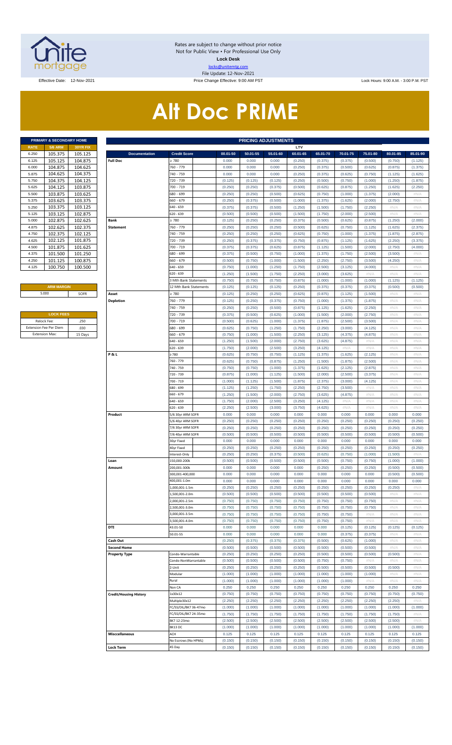Rates are subject to change without prior notice
Not for Public View • For Professional Use Only
**Lock Desk**
locks@unitemtg.com
File Update: 12-Nov-2021

Effective Date: 12-Nov-2021

Price Change Effective: 9:00 AM PST

Lock Hours: 9:00 A.M. - 3:00 P.M. PST

# Alt Doc PRIME

| PRIMARY & SECONDARY HOME | | |
|---|---|---|
| RATE | 5/6 ARM | 30YR FIX |
| 6.250 | 105.375 | 105.125 |
| 6.125 | 105.125 | 104.875 |
| 6.000 | 104.875 | 104.625 |
| 5.875 | 104.625 | 104.375 |
| 5.750 | 104.375 | 104.125 |
| 5.625 | 104.125 | 103.875 |
| 5.500 | 103.875 | 103.625 |
| 5.375 | 103.625 | 103.375 |
| 5.250 | 103.375 | 103.125 |
| 5.125 | 103.125 | 102.875 |
| 5.000 | 102.875 | 102.625 |
| 4.875 | 102.625 | 102.375 |
| 4.750 | 102.375 | 102.125 |
| 4.625 | 102.125 | 101.875 |
| 4.500 | 101.875 | 101.625 |
| 4.375 | 101.500 | 101.250 |
| 4.250 | 101.125 | 100.875 |
| 4.125 | 100.750 | 100.500 |

| ARM MARGIN | |
|---|---|
| 5.000 | SOFR |

| LOCK FEES | |
|---|---|
| Relock Fee: | .250 |
| Extension Fee Per Diem | .030 |
| Extension Max: | 15 Days |

| PRICING ADJUSTMENTS | | | | | | | | | | |
|---|---|---|---|---|---|---|---|---|---|---|
| | | LTV | | | | | | | | |
| Documentation | Credit Score | 00.01-50 | 50.01-55 | 55.01-60 | 60.01-65 | 65.01-70 | 70.01-75 | 75.01-80 | 80.01-85 | 85.01-90 |
| Full Doc | ≥ 780 | 0.000 | 0.000 | 0.000 | (0.250) | (0.375) | (0.375) | (0.500) | (0.750) | (1.125) |
| | 760 - 779 | 0.000 | 0.000 | 0.000 | (0.250) | (0.375) | (0.500) | (0.625) | (0.875) | (1.375) |
| | 740 - 759 | 0.000 | 0.000 | 0.000 | (0.250) | (0.375) | (0.625) | (0.750) | (1.125) | (1.625) |
| | 720 - 739 | (0.125) | (0.125) | (0.125) | (0.250) | (0.500) | (0.750) | (1.000) | (1.250) | (1.875) |
| | 700 - 719 | (0.250) | (0.250) | (0.375) | (0.500) | (0.625) | (0.875) | (1.250) | (1.625) | (2.250) |
| | 680 - 699 | (0.250) | (0.250) | (0.500) | (0.625) | (0.750) | (1.000) | (1.375) | (2.000) | #N/A |
| | 660 - 679 | (0.250) | (0.375) | (0.500) | (1.000) | (1.375) | (1.625) | (2.000) | (2.750) | #N/A |
| | 640 - 659 | (0.375) | (0.375) | (0.500) | (1.250) | (1.500) | (1.750) | (2.250) | #N/A | #N/A |
| | 620 - 639 | (0.500) | (0.500) | (0.500) | (1.500) | (1.750) | (2.000) | (2.500) | #N/A | #N/A |
| Bank Statement | ≥ 780 | (0.125) | (0.250) | (0.250) | (0.375) | (0.500) | (0.625) | (0.875) | (1.250) | (2.000) |
| | 760 - 779 | (0.250) | (0.250) | (0.250) | (0.500) | (0.625) | (0.750) | (1.125) | (1.625) | (2.375) |
| | 740 - 759 | (0.250) | (0.250) | (0.250) | (0.625) | (0.750) | (1.000) | (1.375) | (1.875) | (2.875) |
| | 720 - 739 | (0.250) | (0.375) | (0.375) | (0.750) | (0.875) | (1.125) | (1.625) | (2.250) | (3.375) |
| | 700 - 719 | (0.375) | (0.375) | (0.625) | (0.875) | (1.125) | (1.500) | (2.000) | (2.750) | (4.000) |
| | 680 - 699 | (0.375) | (0.500) | (0.750) | (1.000) | (1.375) | (1.750) | (2.500) | (3.500) | #N/A |
| | 660 - 679 | (0.500) | (0.750) | (1.000) | (1.500) | (2.250) | (2.750) | (3.500) | (4.250) | #N/A |
| | 640 - 659 | (0.750) | (1.000) | (1.250) | (1.750) | (2.500) | (3.125) | (4.000) | #N/A | #N/A |
| | 620 - 639 | (1.250) | (1.500) | (1.750) | (2.250) | (3.000) | (3.625) | #N/A | #N/A | #N/A |
| | 3 Mth Bank Statements | (0.750) | (0.750) | (0.750) | (0.875) | (1.000) | (1.000) | (1.000) | (1.125) | (1.125) |
| | 12 Mth Bank Statements | (0.125) | (0.125) | (0.125) | (0.250) | (0.375) | (0.375) | (0.375) | (0.500) | (0.500) |
| Asset Depletion | ≥ 780 | (0.125) | (0.250) | (0.250) | (0.625) | (0.875) | (1.125) | (1.500) | #N/A | #N/A |
| | 760 - 779 | (0.125) | (0.250) | (0.375) | (0.750) | (1.000) | (1.375) | (1.875) | #N/A | #N/A |
| | 740 - 759 | (0.250) | (0.250) | (0.500) | (0.875) | (1.125) | (1.625) | (2.250) | #N/A | #N/A |
| | 720 - 739 | (0.375) | (0.500) | (0.625) | (1.000) | (1.500) | (2.000) | (2.750) | #N/A | #N/A |
| | 700 - 719 | (0.500) | (0.625) | (1.000) | (1.375) | (1.875) | (2.500) | (3.500) | #N/A | #N/A |
| | 680 - 699 | (0.625) | (0.750) | (1.250) | (1.750) | (2.250) | (3.000) | (4.125) | #N/A | #N/A |
| | 660 - 679 | (0.750) | (1.000) | (1.500) | (2.250) | (3.125) | (4.375) | (4.875) | #N/A | #N/A |
| | 640 - 659 | (1.250) | (1.500) | (2.000) | (2.750) | (3.625) | (4.875) | #N/A | #N/A | #N/A |
| | 620 - 639 | (1.750) | (2.000) | (2.500) | (3.250) | (4.125) | #N/A | #N/A | #N/A | #N/A |
| P & L | ≥ 780 | (0.625) | (0.750) | (0.750) | (1.125) | (1.375) | (1.625) | (2.125) | #N/A | #N/A |
| | 760 - 779 | (0.625) | (0.750) | (0.875) | (1.250) | (1.500) | (1.875) | (2.500) | #N/A | #N/A |
| | 740 - 759 | (0.750) | (0.750) | (1.000) | (1.375) | (1.625) | (2.125) | (2.875) | #N/A | #N/A |
| | 720 - 739 | (0.875) | (1.000) | (1.125) | (1.500) | (2.000) | (2.500) | (3.375) | #N/A | #N/A |
| | 700 - 719 | (1.000) | (1.125) | (1.500) | (1.875) | (2.375) | (3.000) | (4.125) | #N/A | #N/A |
| | 680 - 699 | (1.125) | (1.250) | (1.750) | (2.250) | (2.750) | (3.500) | #N/A | #N/A | #N/A |
| | 660 - 679 | (1.250) | (1.500) | (2.000) | (2.750) | (3.625) | (4.875) | #N/A | #N/A | #N/A |
| | 640 - 659 | (1.750) | (2.000) | (2.500) | (3.250) | (4.125) | #N/A | #N/A | #N/A | #N/A |
| | 620 - 639 | (2.250) | (2.500) | (3.000) | (3.750) | (4.625) | #N/A | #N/A | #N/A | #N/A |
| Product | 5/6 30yr ARM SOFR | 0.000 | 0.000 | 0.000 | 0.000 | 0.000 | 0.000 | 0.000 | 0.000 | 0.000 |
| | 5/6 40yr ARM SOFR | (0.250) | (0.250) | (0.250) | (0.250) | (0.250) | (0.250) | (0.250) | (0.250) | (0.250) |
| | 7/6 30yr ARM SOFR | (0.250) | (0.250) | (0.250) | (0.250) | (0.250) | (0.250) | (0.250) | (0.250) | (0.250) |
| | 7/6 40yr ARM SOFR | (0.500) | (0.500) | (0.500) | (0.500) | (0.500) | (0.500) | (0.500) | (0.500) | (0.500) |
| | 30yr Fixed | 0.000 | 0.000 | 0.000 | 0.000 | 0.000 | 0.000 | 0.000 | 0.000 | 0.000 |
| | 40yr Fixed | (0.250) | (0.250) | (0.250) | (0.250) | (0.250) | (0.250) | (0.250) | (0.250) | (0.250) |
| | Interest-Only | (0.250) | (0.250) | (0.375) | (0.500) | (0.625) | (0.750) | (1.000) | (1.500) | #N/A |
| Loan Amount | 150,000-200k | (0.500) | (0.500) | (0.500) | (0.500) | (0.500) | (0.750) | (0.750) | (1.000) | (1.000) |
| | 200,001-300k | 0.000 | 0.000 | 0.000 | 0.000 | (0.250) | (0.250) | (0.250) | (0.500) | (0.500) |
| | 300,001-400,000 | 0.000 | 0.000 | 0.000 | 0.000 | 0.000 | 0.000 | 0.000 | (0.500) | (0.500) |
| | 400,001-1.0m | 0.000 | 0.000 | 0.000 | 0.000 | 0.000 | 0.000 | 0.000 | 0.000 | 0.000 |
| | 1,000,001-1.5m | (0.250) | (0.250) | (0.250) | (0.250) | (0.250) | (0.250) | (0.250) | (0.250) | #N/A |
| | 1,500,001-2.0m | (0.500) | (0.500) | (0.500) | (0.500) | (0.500) | (0.500) | (0.500) | #N/A | #N/A |
| | 2,000,001-2.5m | (0.750) | (0.750) | (0.750) | (0.750) | (0.750) | (0.750) | (0.750) | #N/A | #N/A |
| | 2,500,001-3.0m | (0.750) | (0.750) | (0.750) | (0.750) | (0.750) | (0.750) | (0.750) | #N/A | #N/A |
| | 3,000,001-3.5m | (0.750) | (0.750) | (0.750) | (0.750) | (0.750) | (0.750) | #N/A | #N/A | #N/A |
| | 3,500,001-4.0m | (0.750) | (0.750) | (0.750) | (0.750) | (0.750) | (0.750) | #N/A | #N/A | #N/A |
| DTI | 43.01-50 | 0.000 | 0.000 | 0.000 | 0.000 | 0.000 | (0.125) | (0.125) | (0.125) | (0.125) |
| | 50.01-55 | 0.000 | 0.000 | 0.000 | 0.000 | 0.000 | (0.375) | (0.375) | #N/A | #N/A |
| Cash Out | | (0.250) | (0.375) | (0.375) | (0.375) | (0.500) | (0.625) | (1.000) | #N/A | #N/A |
| Second Home | | (0.500) | (0.500) | (0.500) | (0.500) | (0.500) | (0.500) | (0.500) | #N/A | #N/A |
| Property Type | Condo-Warrantable | (0.250) | (0.250) | (0.250) | (0.250) | (0.500) | (0.500) | (0.500) | (0.500) | #N/A |
| | Condo-NonWarrantable | (0.500) | (0.500) | (0.500) | (0.500) | (0.750) | (0.750) | #N/A | #N/A | #N/A |
| | 2-Unit | (0.250) | (0.250) | (0.250) | (0.250) | (0.500) | (0.500) | (0.500) | (0.500) | #N/A |
| | Modular | (1.000) | (1.000) | (1.000) | (1.000) | (1.000) | (1.000) | (1.000) | #N/A | #N/A |
| | Rural | (1.000) | (1.000) | (1.000) | (1.000) | (1.000) | (1.000) | #N/A | #N/A | #N/A |
| | Non CA | 0.250 | 0.250 | 0.250 | 0.250 | 0.250 | 0.250 | 0.250 | 0.250 | 0.250 |
| Credit/Housing History | 1x30x12 | (0.750) | (0.750) | (0.750) | (0.750) | (0.750) | (0.750) | (0.750) | (0.750) | (0.750) |
| | Multiple30x12 | (2.250) | (2.250) | (2.250) | (2.250) | (2.250) | (2.250) | (2.250) | (2.250) | #N/A |
| | FC/SS/DIL/BK7 36-47mo | (1.000) | (1.000) | (1.000) | (1.000) | (1.000) | (1.000) | (1.000) | (1.000) | (1.000) |
| | FC/SS/DIL/BK7 24-35mo | (1.750) | (1.750) | (1.750) | (1.750) | (1.750) | (1.750) | (1.750) | (1.750) | #N/A |
| | BK7 12-23mo | (2.500) | (2.500) | (2.500) | (2.500) | (2.500) | (2.500) | (2.500) | (2.500) | #N/A |
| | BK13 DC | (1.000) | (1.000) | (1.000) | (1.000) | (1.000) | (1.000) | (1.000) | (1.000) | (1.000) |
| Misccellaneous | ACH | 0.125 | 0.125 | 0.125 | 0.125 | 0.125 | 0.125 | 0.125 | 0.125 | 0.125 |
| | No Escrows (No HPML) | (0.150) | (0.150) | (0.150) | (0.150) | (0.150) | (0.150) | (0.150) | (0.150) | (0.150) |
| Lock Term | 45 Day | (0.150) | (0.150) | (0.150) | (0.150) | (0.150) | (0.150) | (0.150) | (0.150) | (0.150) |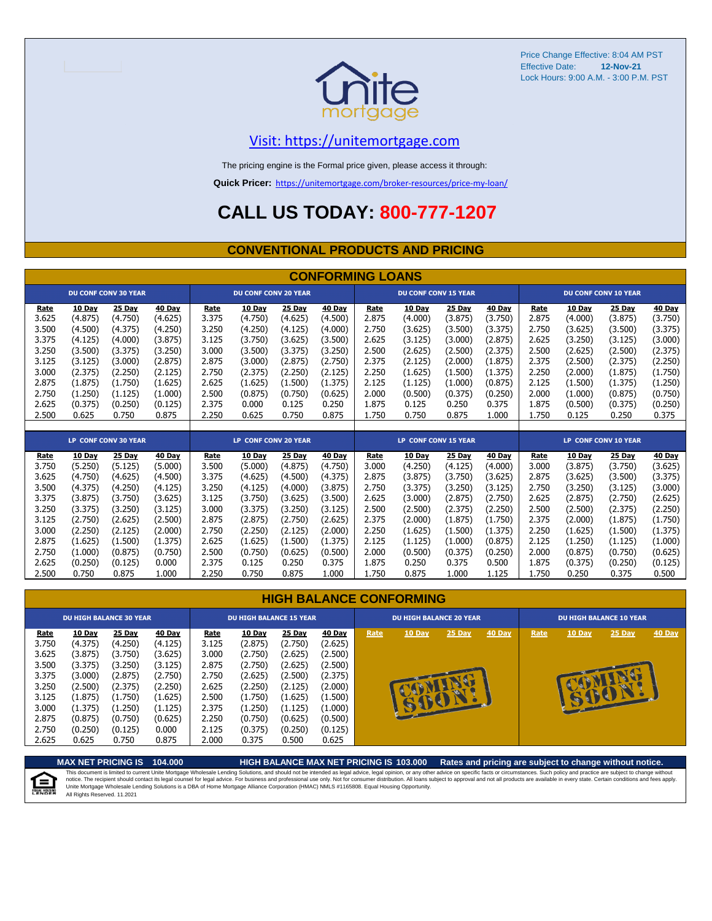Price Change Effective: 8:04 AM PST
Effective Date: **12-Nov-21**
Lock Hours: 9:00 A.M. - 3:00 P.M. PST

Visit: https://unitemortgage.com

The pricing engine is the Formal price given, please access it through:

**Quick Pricer:** https://unitemortgage.com/broker-resources/price-my-loan/

# CALL US TODAY: 800-777-1207

## CONVENTIONAL PRODUCTS AND PRICING

### CONFORMING LOANS

| DU CONF CONV 30 YEAR | | | | DU CONF CONV 20 YEAR | | | | DU CONF CONV 15 YEAR | | | | DU CONF CONV 10 YEAR | | | |
|---|---|---|---|---|---|---|---|---|---|---|---|---|---|---|---|
| Rate | 10 Day | 25 Day | 40 Day | Rate | 10 Day | 25 Day | 40 Day | Rate | 10 Day | 25 Day | 40 Day | Rate | 10 Day | 25 Day | 40 Day |
| 3.625 | (4.875) | (4.750) | (4.625) | 3.375 | (4.750) | (4.625) | (4.500) | 2.875 | (4.000) | (3.875) | (3.750) | 2.875 | (4.000) | (3.875) | (3.750) |
| 3.500 | (4.500) | (4.375) | (4.250) | 3.250 | (4.250) | (4.125) | (4.000) | 2.750 | (3.625) | (3.500) | (3.375) | 2.750 | (3.625) | (3.500) | (3.375) |
| 3.375 | (4.125) | (4.000) | (3.875) | 3.125 | (3.750) | (3.625) | (3.500) | 2.625 | (3.125) | (3.000) | (2.875) | 2.625 | (3.250) | (3.125) | (3.000) |
| 3.250 | (3.500) | (3.375) | (3.250) | 3.000 | (3.500) | (3.375) | (3.250) | 2.500 | (2.625) | (2.500) | (2.375) | 2.500 | (2.625) | (2.500) | (2.375) |
| 3.125 | (3.125) | (3.000) | (2.875) | 2.875 | (3.000) | (2.875) | (2.750) | 2.375 | (2.125) | (2.000) | (1.875) | 2.375 | (2.500) | (2.375) | (2.250) |
| 3.000 | (2.375) | (2.250) | (2.125) | 2.750 | (2.375) | (2.250) | (2.125) | 2.250 | (1.625) | (1.500) | (1.375) | 2.250 | (2.000) | (1.875) | (1.750) |
| 2.875 | (1.875) | (1.750) | (1.625) | 2.625 | (1.625) | (1.500) | (1.375) | 2.125 | (1.125) | (1.000) | (0.875) | 2.125 | (1.500) | (1.375) | (1.250) |
| 2.750 | (1.250) | (1.125) | (1.000) | 2.500 | (0.875) | (0.750) | (0.625) | 2.000 | (0.500) | (0.375) | (0.250) | 2.000 | (1.000) | (0.875) | (0.750) |
| 2.625 | (0.375) | (0.250) | (0.125) | 2.375 | 0.000 | 0.125 | 0.250 | 1.875 | 0.125 | 0.250 | 0.375 | 1.875 | (0.500) | (0.375) | (0.250) |
| 2.500 | 0.625 | 0.750 | 0.875 | 2.250 | 0.625 | 0.750 | 0.875 | 1.750 | 0.750 | 0.875 | 1.000 | 1.750 | 0.125 | 0.250 | 0.375 |

| LP CONF CONV 30 YEAR | | | | LP CONF CONV 20 YEAR | | | | LP CONF CONV 15 YEAR | | | | LP CONF CONV 10 YEAR | | | |
|---|---|---|---|---|---|---|---|---|---|---|---|---|---|---|---|
| Rate | 10 Day | 25 Day | 40 Day | Rate | 10 Day | 25 Day | 40 Day | Rate | 10 Day | 25 Day | 40 Day | Rate | 10 Day | 25 Day | 40 Day |
| 3.750 | (5.250) | (5.125) | (5.000) | 3.500 | (5.000) | (4.875) | (4.750) | 3.000 | (4.250) | (4.125) | (4.000) | 3.000 | (3.875) | (3.750) | (3.625) |
| 3.625 | (4.750) | (4.625) | (4.500) | 3.375 | (4.625) | (4.500) | (4.375) | 2.875 | (3.875) | (3.750) | (3.625) | 2.875 | (3.625) | (3.500) | (3.375) |
| 3.500 | (4.375) | (4.250) | (4.125) | 3.250 | (4.125) | (4.000) | (3.875) | 2.750 | (3.375) | (3.250) | (3.125) | 2.750 | (3.250) | (3.125) | (3.000) |
| 3.375 | (3.875) | (3.750) | (3.625) | 3.125 | (3.750) | (3.625) | (3.500) | 2.625 | (3.000) | (2.875) | (2.750) | 2.625 | (2.875) | (2.750) | (2.625) |
| 3.250 | (3.375) | (3.250) | (3.125) | 3.000 | (3.375) | (3.250) | (3.125) | 2.500 | (2.500) | (2.375) | (2.250) | 2.500 | (2.500) | (2.375) | (2.250) |
| 3.125 | (2.750) | (2.625) | (2.500) | 2.875 | (2.875) | (2.750) | (2.625) | 2.375 | (2.000) | (1.875) | (1.750) | 2.375 | (2.000) | (1.875) | (1.750) |
| 3.000 | (2.250) | (2.125) | (2.000) | 2.750 | (2.250) | (2.125) | (2.000) | 2.250 | (1.625) | (1.500) | (1.375) | 2.250 | (1.625) | (1.500) | (1.375) |
| 2.875 | (1.625) | (1.500) | (1.375) | 2.625 | (1.625) | (1.500) | (1.375) | 2.125 | (1.125) | (1.000) | (0.875) | 2.125 | (1.250) | (1.125) | (1.000) |
| 2.750 | (1.000) | (0.875) | (0.750) | 2.500 | (0.750) | (0.625) | (0.500) | 2.000 | (0.500) | (0.375) | (0.250) | 2.000 | (0.875) | (0.750) | (0.625) |
| 2.625 | (0.250) | (0.125) | 0.000 | 2.375 | 0.125 | 0.250 | 0.375 | 1.875 | 0.250 | 0.375 | 0.500 | 1.875 | (0.375) | (0.250) | (0.125) |
| 2.500 | 0.750 | 0.875 | 1.000 | 2.250 | 0.750 | 0.875 | 1.000 | 1.750 | 0.875 | 1.000 | 1.125 | 1.750 | 0.250 | 0.375 | 0.500 |

### HIGH BALANCE CONFORMING

| DU HIGH BALANCE 30 YEAR | | | | DU HIGH BALANCE 15 YEAR | | | | DU HIGH BALANCE 20 YEAR | | | | DU HIGH BALANCE 10 YEAR | | | |
|---|---|---|---|---|---|---|---|---|---|---|---|---|---|---|---|
| Rate | 10 Day | 25 Day | 40 Day | Rate | 10 Day | 25 Day | 40 Day | Rate | 10 Day | 25 Day | 40 Day | Rate | 10 Day | 25 Day | 40 Day |
| 3.750 | (4.375) | (4.250) | (4.125) | 3.125 | (2.875) | (2.750) | (2.625) | COMING SOON! | | | | COMING SOON! | | | |
| 3.625 | (3.875) | (3.750) | (3.625) | 3.000 | (2.750) | (2.625) | (2.500) | | | | | | | | |
| 3.500 | (3.375) | (3.250) | (3.125) | 2.875 | (2.750) | (2.625) | (2.500) | | | | | | | | |
| 3.375 | (3.000) | (2.875) | (2.750) | 2.750 | (2.625) | (2.500) | (2.375) | | | | | | | | |
| 3.250 | (2.500) | (2.375) | (2.250) | 2.625 | (2.250) | (2.125) | (2.000) | | | | | | | | |
| 3.125 | (1.875) | (1.750) | (1.625) | 2.500 | (1.750) | (1.625) | (1.500) | | | | | | | | |
| 3.000 | (1.375) | (1.250) | (1.125) | 2.375 | (1.250) | (1.125) | (1.000) | | | | | | | | |
| 2.875 | (0.875) | (0.750) | (0.625) | 2.250 | (0.750) | (0.625) | (0.500) | | | | | | | | |
| 2.750 | (0.250) | (0.125) | 0.000 | 2.125 | (0.375) | (0.250) | (0.125) | | | | | | | | |
| 2.625 | 0.625 | 0.750 | 0.875 | 2.000 | 0.375 | 0.500 | 0.625 | | | | | | | | |

**MAX NET PRICING IS 104.000** **HIGH BALANCE MAX NET PRICING IS 103.000** **Rates and pricing are subject to change without notice.**

This document is limited to current Unite Mortgage Wholesale Lending Solutions, and should not be intended as legal advice, legal opinion, or any other advice on specific facts or circumstances. Such policy and practice are subject to change without notice. The recipient should contact its legal counsel for legal advice. For business and professional use only. Not for consumer distribution. All loans subject to approval and not all products are available in every state. Certain conditions and fees apply. Unite Mortgage Wholesale Lending Solutions is a DBA of Home Mortgage Alliance Corporation (HMAC) NMLS #1165808. Equal Housing Opportunity.
All Rights Reserved. 11.2021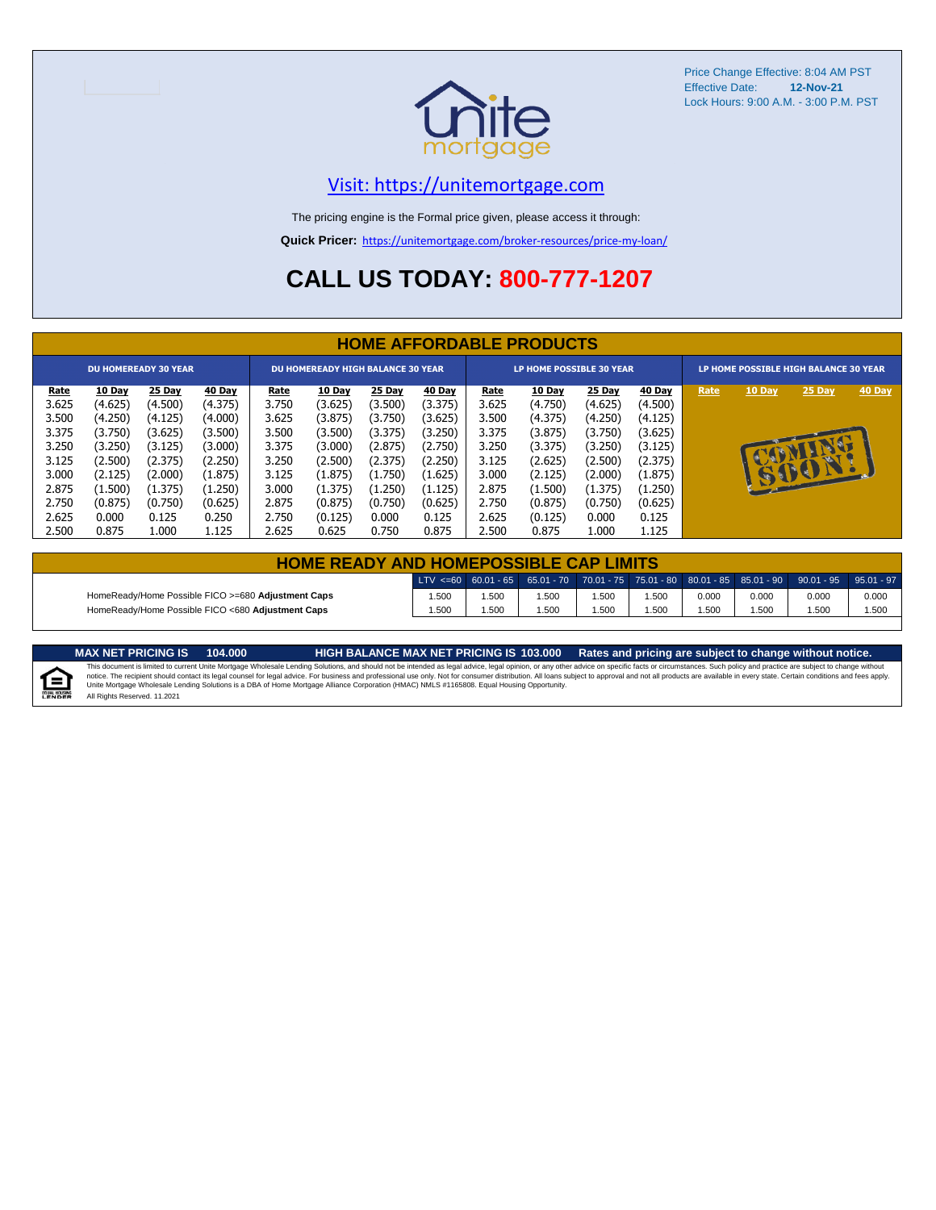Price Change Effective: 8:04 AM PST
Effective Date: **12-Nov-21**
Lock Hours: 9:00 A.M. - 3:00 P.M. PST

Visit: https://unitemortgage.com

The pricing engine is the Formal price given, please access it through:

**Quick Pricer:** https://unitemortgage.com/broker-resources/price-my-loan/

# CALL US TODAY: 800-777-1207

## HOME AFFORDABLE PRODUCTS

| DU HOMEREADY 30 YEAR | | | | DU HOMEREADY HIGH BALANCE 30 YEAR | | | | LP HOME POSSIBLE 30 YEAR | | | | LP HOME POSSIBLE HIGH BALANCE 30 YEAR | | | |
|---|---|---|---|---|---|---|---|---|---|---|---|---|---|---|---|
| Rate | 10 Day | 25 Day | 40 Day | Rate | 10 Day | 25 Day | 40 Day | Rate | 10 Day | 25 Day | 40 Day | Rate | 10 Day | 25 Day | 40 Day |
| 3.625 | (4.625) | (4.500) | (4.375) | 3.750 | (3.625) | (3.500) | (3.375) | 3.625 | (4.750) | (4.625) | (4.500) | COMING SOON! | | | |
| 3.500 | (4.250) | (4.125) | (4.000) | 3.625 | (3.875) | (3.750) | (3.625) | 3.500 | (4.375) | (4.250) | (4.125) | | | | |
| 3.375 | (3.750) | (3.625) | (3.500) | 3.500 | (3.500) | (3.375) | (3.250) | 3.375 | (3.875) | (3.750) | (3.625) | | | | |
| 3.250 | (3.250) | (3.125) | (3.000) | 3.375 | (3.000) | (2.875) | (2.750) | 3.250 | (3.375) | (3.250) | (3.125) | | | | |
| 3.125 | (2.500) | (2.375) | (2.250) | 3.250 | (2.500) | (2.375) | (2.250) | 3.125 | (2.625) | (2.500) | (2.375) | | | | |
| 3.000 | (2.125) | (2.000) | (1.875) | 3.125 | (1.875) | (1.750) | (1.625) | 3.000 | (2.125) | (2.000) | (1.875) | | | | |
| 2.875 | (1.500) | (1.375) | (1.250) | 3.000 | (1.375) | (1.250) | (1.125) | 2.875 | (1.500) | (1.375) | (1.250) | | | | |
| 2.750 | (0.875) | (0.750) | (0.625) | 2.875 | (0.875) | (0.750) | (0.625) | 2.750 | (0.875) | (0.750) | (0.625) | | | | |
| 2.625 | 0.000 | 0.125 | 0.250 | 2.750 | (0.125) | 0.000 | 0.125 | 2.625 | (0.125) | 0.000 | 0.125 | | | | |
| 2.500 | 0.875 | 1.000 | 1.125 | 2.625 | 0.625 | 0.750 | 0.875 | 2.500 | 0.875 | 1.000 | 1.125 | | | | |

## HOME READY AND HOMEPOSSIBLE CAP LIMITS

| | LTV <=60 | 60.01 - 65 | 65.01 - 70 | 70.01 - 75 | 75.01 - 80 | 80.01 - 85 | 85.01 - 90 | 90.01 - 95 | 95.01 - 97 |
|---|---|---|---|---|---|---|---|---|---|
| HomeReady/Home Possible FICO >=680 **Adjustment Caps** | 1.500 | 1.500 | 1.500 | 1.500 | 1.500 | 0.000 | 0.000 | 0.000 | 0.000 |
| HomeReady/Home Possible FICO <680 **Adjustment Caps** | 1.500 | 1.500 | 1.500 | 1.500 | 1.500 | 1.500 | 1.500 | 1.500 | 1.500 |

**MAX NET PRICING IS 104.000** **HIGH BALANCE MAX NET PRICING IS 103.000** **Rates and pricing are subject to change without notice.**

This document is limited to current Unite Mortgage Wholesale Lending Solutions, and should not be intended as legal advice, legal opinion, or any other advice on specific facts or circumstances. Such policy and practice are subject to change without notice. The recipient should contact its legal counsel for legal advice. For business and professional use only. Not for consumer distribution. All loans subject to approval and not all products are available in every state. Certain conditions and fees apply. Unite Mortgage Wholesale Lending Solutions is a DBA of Home Mortgage Alliance Corporation (HMAC) NMLS #1165808. Equal Housing Opportunity.
All Rights Reserved. 11.2021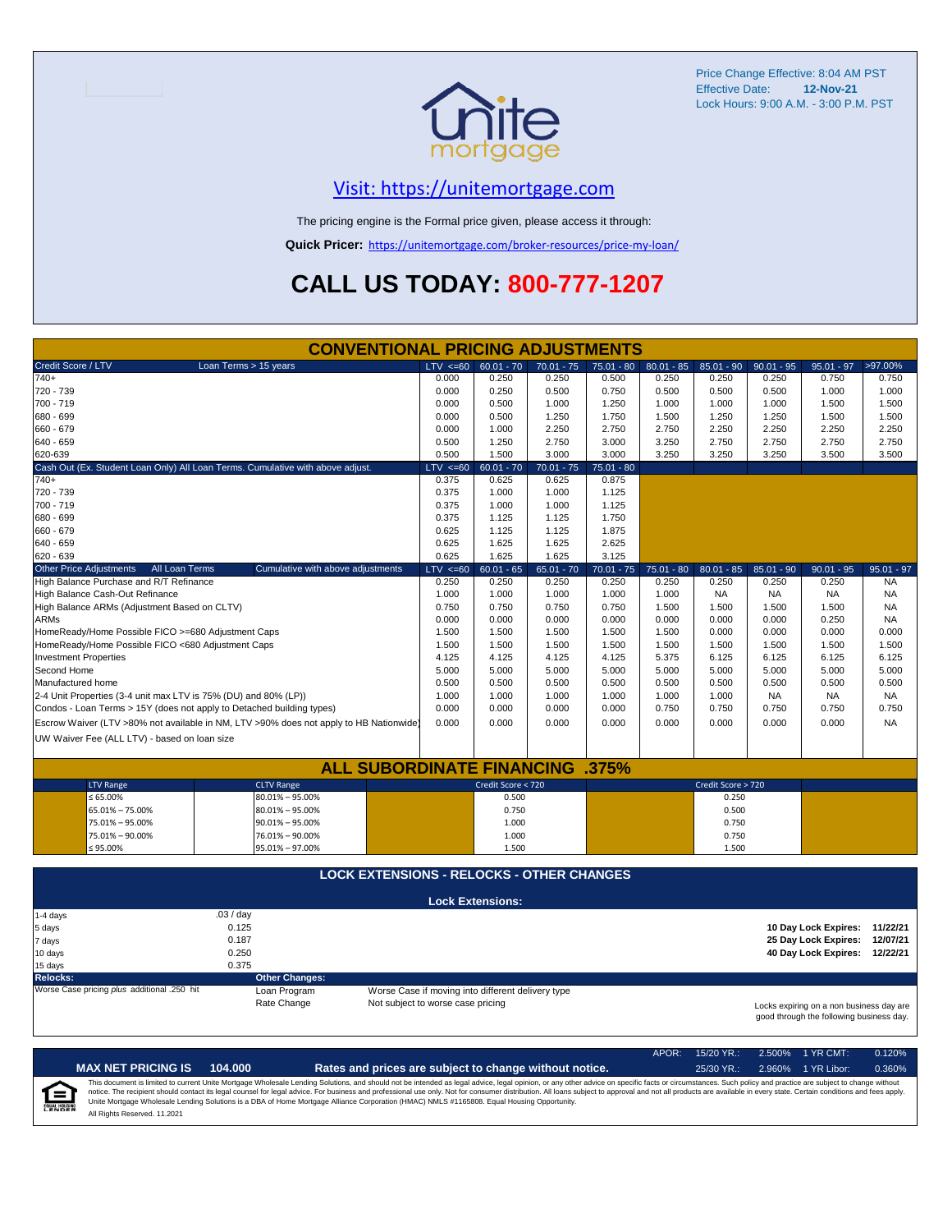Price Change Effective: 8:04 AM PST
Effective Date: **12-Nov-21**
Lock Hours: 9:00 A.M. - 3:00 P.M. PST

## Visit: https://unitemortgage.com

The pricing engine is the Formal price given, please access it through:

**Quick Pricer:** https://unitemortgage.com/broker-resources/price-my-loan/

# CALL US TODAY: 800-777-1207

## CONVENTIONAL PRICING ADJUSTMENTS

| Credit Score / LTV — Loan Terms > 15 years | LTV <=60 | 60.01 - 70 | 70.01 - 75 | 75.01 - 80 | 80.01 - 85 | 85.01 - 90 | 90.01 - 95 | 95.01 - 97 | >97.00% |
|---|---|---|---|---|---|---|---|---|---|
| 740+ | 0.000 | 0.250 | 0.250 | 0.500 | 0.250 | 0.250 | 0.250 | 0.750 | 0.750 |
| 720 - 739 | 0.000 | 0.250 | 0.500 | 0.750 | 0.500 | 0.500 | 0.500 | 1.000 | 1.000 |
| 700 - 719 | 0.000 | 0.500 | 1.000 | 1.250 | 1.000 | 1.000 | 1.000 | 1.500 | 1.500 |
| 680 - 699 | 0.000 | 0.500 | 1.250 | 1.750 | 1.500 | 1.250 | 1.250 | 1.500 | 1.500 |
| 660 - 679 | 0.000 | 1.000 | 2.250 | 2.750 | 2.750 | 2.250 | 2.250 | 2.250 | 2.250 |
| 640 - 659 | 0.500 | 1.250 | 2.750 | 3.000 | 3.250 | 2.750 | 2.750 | 2.750 | 2.750 |
| 620-639 | 0.500 | 1.500 | 3.000 | 3.000 | 3.250 | 3.250 | 3.250 | 3.500 | 3.500 |

| Cash Out (Ex. Student Loan Only) All Loan Terms. Cumulative with above adjust. | LTV <=60 | 60.01 - 70 | 70.01 - 75 | 75.01 - 80 |
|---|---|---|---|---|
| 740+ | 0.375 | 0.625 | 0.625 | 0.875 |
| 720 - 739 | 0.375 | 1.000 | 1.000 | 1.125 |
| 700 - 719 | 0.375 | 1.000 | 1.000 | 1.125 |
| 680 - 699 | 0.375 | 1.125 | 1.125 | 1.750 |
| 660 - 679 | 0.625 | 1.125 | 1.125 | 1.875 |
| 640 - 659 | 0.625 | 1.625 | 1.625 | 2.625 |
| 620 - 639 | 0.625 | 1.625 | 1.625 | 3.125 |

| Other Price Adjustments — All Loan Terms — Cumulative with above adjustments | LTV <=60 | 60.01 - 65 | 65.01 - 70 | 70.01 - 75 | 75.01 - 80 | 80.01 - 85 | 85.01 - 90 | 90.01 - 95 | 95.01 - 97 |
|---|---|---|---|---|---|---|---|---|---|
| High Balance Purchase and R/T Refinance | 0.250 | 0.250 | 0.250 | 0.250 | 0.250 | 0.250 | 0.250 | 0.250 | NA |
| High Balance Cash-Out Refinance | 1.000 | 1.000 | 1.000 | 1.000 | 1.000 | NA | NA | NA | NA |
| High Balance ARMs (Adjustment Based on CLTV) | 0.750 | 0.750 | 0.750 | 0.750 | 1.500 | 1.500 | 1.500 | 1.500 | NA |
| ARMs | 0.000 | 0.000 | 0.000 | 0.000 | 0.000 | 0.000 | 0.000 | 0.250 | NA |
| HomeReady/Home Possible FICO >=680 Adjustment Caps | 1.500 | 1.500 | 1.500 | 1.500 | 1.500 | 0.000 | 0.000 | 0.000 | 0.000 |
| HomeReady/Home Possible FICO <680 Adjustment Caps | 1.500 | 1.500 | 1.500 | 1.500 | 1.500 | 1.500 | 1.500 | 1.500 | 1.500 |
| Investment Properties | 4.125 | 4.125 | 4.125 | 4.125 | 5.375 | 6.125 | 6.125 | 6.125 | 6.125 |
| Second Home | 5.000 | 5.000 | 5.000 | 5.000 | 5.000 | 5.000 | 5.000 | 5.000 | 5.000 |
| Manufactured home | 0.500 | 0.500 | 0.500 | 0.500 | 0.500 | 0.500 | 0.500 | 0.500 | 0.500 |
| 2-4 Unit Properties (3-4 unit max LTV is 75% (DU) and 80% (LP)) | 1.000 | 1.000 | 1.000 | 1.000 | 1.000 | 1.000 | NA | NA | NA |
| Condos - Loan Terms > 15Y (does not apply to Detached building types) | 0.000 | 0.000 | 0.000 | 0.000 | 0.750 | 0.750 | 0.750 | 0.750 | 0.750 |
| Escrow Waiver (LTV >80% not available in NM, LTV >90% does not apply to HB Nationwide) | 0.000 | 0.000 | 0.000 | 0.000 | 0.000 | 0.000 | 0.000 | 0.000 | NA |
| UW Waiver Fee (ALL LTV) - based on loan size | | | | | | | | | |

## ALL SUBORDINATE FINANCING .375%

| LTV Range | CLTV Range | Credit Score < 720 | Credit Score > 720 |
|---|---|---|---|
| ≤ 65.00% | 80.01% – 95.00% | 0.500 | 0.250 |
| 65.01% – 75.00% | 80.01% – 95.00% | 0.750 | 0.500 |
| 75.01% – 95.00% | 90.01% – 95.00% | 1.000 | 0.750 |
| 75.01% – 90.00% | 76.01% – 90.00% | 1.000 | 0.750 |
| ≤ 95.00% | 95.01% – 97.00% | 1.500 | 1.500 |

## LOCK EXTENSIONS - RELOCKS - OTHER CHANGES

### Lock Extensions:

| Days | Cost |
|---|---|
| 1-4 days | .03 / day |
| 5 days | 0.125 |
| 7 days | 0.187 |
| 10 days | 0.250 |
| 15 days | 0.375 |

| | |
|---|---|
| 10 Day Lock Expires: | 11/22/21 |
| 25 Day Lock Expires: | 12/07/21 |
| 40 Day Lock Expires: | 12/22/21 |

**Relocks:**
Worse Case pricing *plus* additional .250 hit

**Other Changes:**

| | |
|---|---|
| Loan Program | Worse Case if moving into different delivery type |
| Rate Change | Not subject to worse case pricing |

Locks expiring on a non business day are good through the following business day.

| APOR: | 15/20 YR.: | 2.500% | 1 YR CMT: | 0.120% |
|---|---|---|---|---|
| | 25/30 YR.: | 2.960% | 1 YR Libor: | 0.360% |

**MAX NET PRICING IS 104.000** — **Rates and prices are subject to change without notice.**

This document is limited to current Unite Mortgage Wholesale Lending Solutions, and should not be intended as legal advice, legal opinion, or any other advice on specific facts or circumstances. Such policy and practice are subject to change without notice. The recipient should contact its legal counsel for legal advice. For business and professional use only. Not for consumer distribution. All loans subject to approval and not all products are available in every state. Certain conditions and fees apply. Unite Mortgage Wholesale Lending Solutions is a DBA of Home Mortgage Alliance Corporation (HMAC) NMLS #1165808. Equal Housing Opportunity.
All Rights Reserved. 11.2021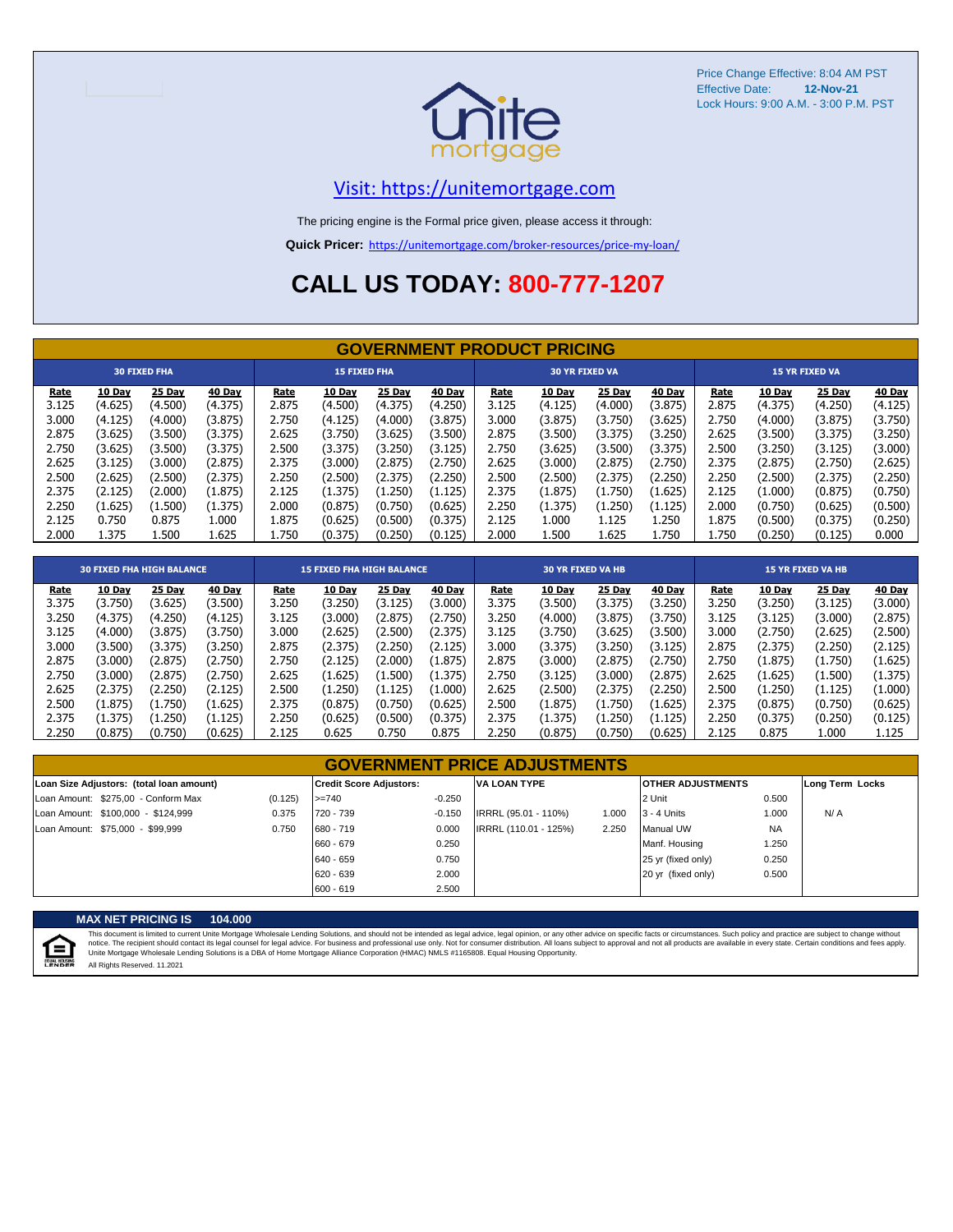Price Change Effective: 8:04 AM PST
Effective Date: **12-Nov-21**
Lock Hours: 9:00 A.M. - 3:00 P.M. PST

Visit: https://unitemortgage.com

The pricing engine is the Formal price given, please access it through:

**Quick Pricer:** https://unitemortgage.com/broker-resources/price-my-loan/

# CALL US TODAY: 800-777-1207

## GOVERNMENT PRODUCT PRICING

| 30 FIXED FHA | | | | 15 FIXED FHA | | | | 30 YR FIXED VA | | | | 15 YR FIXED VA | | | |
|---|---|---|---|---|---|---|---|---|---|---|---|---|---|---|---|
| Rate | 10 Day | 25 Day | 40 Day | Rate | 10 Day | 25 Day | 40 Day | Rate | 10 Day | 25 Day | 40 Day | Rate | 10 Day | 25 Day | 40 Day |
| 3.125 | (4.625) | (4.500) | (4.375) | 2.875 | (4.500) | (4.375) | (4.250) | 3.125 | (4.125) | (4.000) | (3.875) | 2.875 | (4.375) | (4.250) | (4.125) |
| 3.000 | (4.125) | (4.000) | (3.875) | 2.750 | (4.125) | (4.000) | (3.875) | 3.000 | (3.875) | (3.750) | (3.625) | 2.750 | (4.000) | (3.875) | (3.750) |
| 2.875 | (3.625) | (3.500) | (3.375) | 2.625 | (3.750) | (3.625) | (3.500) | 2.875 | (3.500) | (3.375) | (3.250) | 2.625 | (3.500) | (3.375) | (3.250) |
| 2.750 | (3.625) | (3.500) | (3.375) | 2.500 | (3.375) | (3.250) | (3.125) | 2.750 | (3.625) | (3.500) | (3.375) | 2.500 | (3.250) | (3.125) | (3.000) |
| 2.625 | (3.125) | (3.000) | (2.875) | 2.375 | (3.000) | (2.875) | (2.750) | 2.625 | (3.000) | (2.875) | (2.750) | 2.375 | (2.875) | (2.750) | (2.625) |
| 2.500 | (2.625) | (2.500) | (2.375) | 2.250 | (2.500) | (2.375) | (2.250) | 2.500 | (2.500) | (2.375) | (2.250) | 2.250 | (2.500) | (2.375) | (2.250) |
| 2.375 | (2.125) | (2.000) | (1.875) | 2.125 | (1.375) | (1.250) | (1.125) | 2.375 | (1.875) | (1.750) | (1.625) | 2.125 | (1.000) | (0.875) | (0.750) |
| 2.250 | (1.625) | (1.500) | (1.375) | 2.000 | (0.875) | (0.750) | (0.625) | 2.250 | (1.375) | (1.250) | (1.125) | 2.000 | (0.750) | (0.625) | (0.500) |
| 2.125 | 0.750 | 0.875 | 1.000 | 1.875 | (0.625) | (0.500) | (0.375) | 2.125 | 1.000 | 1.125 | 1.250 | 1.875 | (0.500) | (0.375) | (0.250) |
| 2.000 | 1.375 | 1.500 | 1.625 | 1.750 | (0.375) | (0.250) | (0.125) | 2.000 | 1.500 | 1.625 | 1.750 | 1.750 | (0.250) | (0.125) | 0.000 |

| 30 FIXED FHA HIGH BALANCE | | | | 15 FIXED FHA HIGH BALANCE | | | | 30 YR FIXED VA HB | | | | 15 YR FIXED VA HB | | | |
|---|---|---|---|---|---|---|---|---|---|---|---|---|---|---|---|
| Rate | 10 Day | 25 Day | 40 Day | Rate | 10 Day | 25 Day | 40 Day | Rate | 10 Day | 25 Day | 40 Day | Rate | 10 Day | 25 Day | 40 Day |
| 3.375 | (3.750) | (3.625) | (3.500) | 3.250 | (3.250) | (3.125) | (3.000) | 3.375 | (3.500) | (3.375) | (3.250) | 3.250 | (3.250) | (3.125) | (3.000) |
| 3.250 | (4.375) | (4.250) | (4.125) | 3.125 | (3.000) | (2.875) | (2.750) | 3.250 | (4.000) | (3.875) | (3.750) | 3.125 | (3.125) | (3.000) | (2.875) |
| 3.125 | (4.000) | (3.875) | (3.750) | 3.000 | (2.625) | (2.500) | (2.375) | 3.125 | (3.750) | (3.625) | (3.500) | 3.000 | (2.750) | (2.625) | (2.500) |
| 3.000 | (3.500) | (3.375) | (3.250) | 2.875 | (2.375) | (2.250) | (2.125) | 3.000 | (3.375) | (3.250) | (3.125) | 2.875 | (2.375) | (2.250) | (2.125) |
| 2.875 | (3.000) | (2.875) | (2.750) | 2.750 | (2.125) | (2.000) | (1.875) | 2.875 | (3.000) | (2.875) | (2.750) | 2.750 | (1.875) | (1.750) | (1.625) |
| 2.750 | (3.000) | (2.875) | (2.750) | 2.625 | (1.625) | (1.500) | (1.375) | 2.750 | (3.125) | (3.000) | (2.875) | 2.625 | (1.625) | (1.500) | (1.375) |
| 2.625 | (2.375) | (2.250) | (2.125) | 2.500 | (1.250) | (1.125) | (1.000) | 2.625 | (2.500) | (2.375) | (2.250) | 2.500 | (1.250) | (1.125) | (1.000) |
| 2.500 | (1.875) | (1.750) | (1.625) | 2.375 | (0.875) | (0.750) | (0.625) | 2.500 | (1.875) | (1.750) | (1.625) | 2.375 | (0.875) | (0.750) | (0.625) |
| 2.375 | (1.375) | (1.250) | (1.125) | 2.250 | (0.625) | (0.500) | (0.375) | 2.375 | (1.375) | (1.250) | (1.125) | 2.250 | (0.375) | (0.250) | (0.125) |
| 2.250 | (0.875) | (0.750) | (0.625) | 2.125 | 0.625 | 0.750 | 0.875 | 2.250 | (0.875) | (0.750) | (0.625) | 2.125 | 0.875 | 1.000 | 1.125 |

## GOVERNMENT PRICE ADJUSTMENTS

| Loan Size Adjustors: (total loan amount) | | Credit Score Adjustors: | | VA LOAN TYPE | | OTHER ADJUSTMENTS | | Long Term Locks |
|---|---|---|---|---|---|---|---|---|
| Loan Amount: $275,00 - Conform Max | (0.125) | >=740 | -0.250 | | | 2 Unit | 0.500 | |
| Loan Amount: $100,000 - $124,999 | 0.375 | 720 - 739 | -0.150 | IRRRL (95.01 - 110%) | 1.000 | 3 - 4 Units | 1.000 | N/ A |
| Loan Amount: $75,000 - $99,999 | 0.750 | 680 - 719 | 0.000 | IRRRL (110.01 - 125%) | 2.250 | Manual UW | NA | |
| | | 660 - 679 | 0.250 | | | Manf. Housing | 1.250 | |
| | | 640 - 659 | 0.750 | | | 25 yr (fixed only) | 0.250 | |
| | | 620 - 639 | 2.000 | | | 20 yr (fixed only) | 0.500 | |
| | | 600 - 619 | 2.500 | | | | | |

**MAX NET PRICING IS 104.000**

This document is limited to current Unite Mortgage Wholesale Lending Solutions, and should not be intended as legal advice, legal opinion, or any other advice on specific facts or circumstances. Such policy and practice are subject to change without notice. The recipient should contact its legal counsel for legal advice. For business and professional use only. Not for consumer distribution. All loans subject to approval and not all products are available in every state. Certain conditions and fees apply. Unite Mortgage Wholesale Lending Solutions is a DBA of Home Mortgage Alliance Corporation (HMAC) NMLS #1165808. Equal Housing Opportunity.

All Rights Reserved. 11.2021